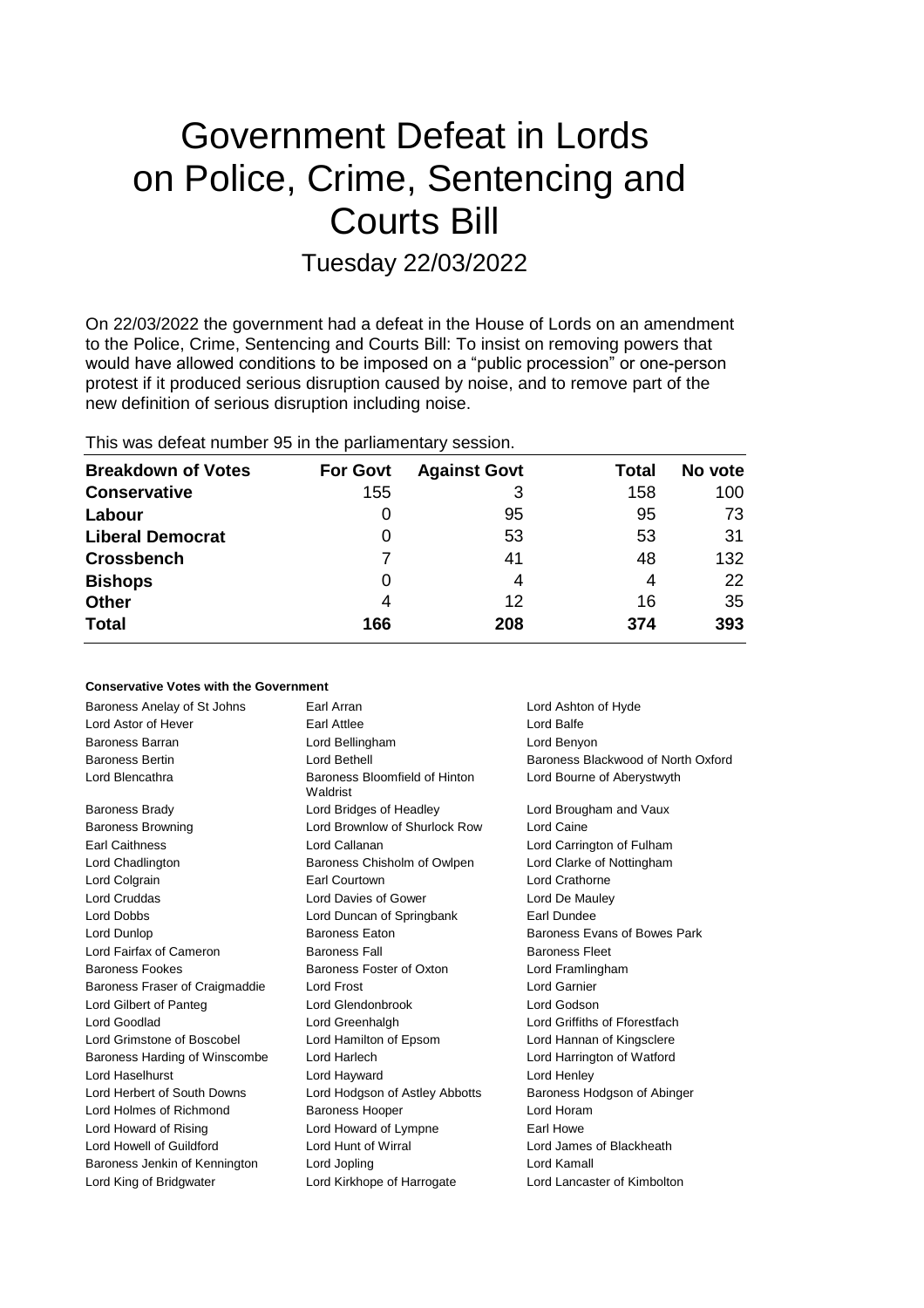# Government Defeat in Lords on Police, Crime, Sentencing and Courts Bill

## Tuesday 22/03/2022

On 22/03/2022 the government had a defeat in the House of Lords on an amendment to the Police, Crime, Sentencing and Courts Bill: To insist on removing powers that would have allowed conditions to be imposed on a "public procession" or one-person protest if it produced serious disruption caused by noise, and to remove part of the new definition of serious disruption including noise.

This was defeat number 95 in the parliamentary session.

| Breakdown of Votes | For Govt | Against Govt | Total | No vote |
|---|---|---|---|---|
| **Conservative** | 155 | 3 | 158 | 100 |
| **Labour** | 0 | 95 | 95 | 73 |
| **Liberal Democrat** | 0 | 53 | 53 | 31 |
| **Crossbench** | 7 | 41 | 48 | 132 |
| **Bishops** | 0 | 4 | 4 | 22 |
| **Other** | 4 | 12 | 16 | 35 |
| **Total** | **166** | **208** | **374** | **393** |

#### Conservative Votes with the Government

| | | |
|---|---|---|
| Baroness Anelay of St Johns | Earl Arran | Lord Ashton of Hyde |
| Lord Astor of Hever | Earl Attlee | Lord Balfe |
| Baroness Barran | Lord Bellingham | Lord Benyon |
| Baroness Bertin | Lord Bethell | Baroness Blackwood of North Oxford |
| Lord Blencathra | Baroness Bloomfield of Hinton Waldrist | Lord Bourne of Aberystwyth |
| Baroness Brady | Lord Bridges of Headley | Lord Brougham and Vaux |
| Baroness Browning | Lord Brownlow of Shurlock Row | Lord Caine |
| Earl Caithness | Lord Callanan | Lord Carrington of Fulham |
| Lord Chadlington | Baroness Chisholm of Owlpen | Lord Clarke of Nottingham |
| Lord Colgrain | Earl Courtown | Lord Crathorne |
| Lord Cruddas | Lord Davies of Gower | Lord De Mauley |
| Lord Dobbs | Lord Duncan of Springbank | Earl Dundee |
| Lord Dunlop | Baroness Eaton | Baroness Evans of Bowes Park |
| Lord Fairfax of Cameron | Baroness Fall | Baroness Fleet |
| Baroness Fookes | Baroness Foster of Oxton | Lord Framlingham |
| Baroness Fraser of Craigmaddie | Lord Frost | Lord Garnier |
| Lord Gilbert of Panteg | Lord Glendonbrook | Lord Godson |
| Lord Goodlad | Lord Greenhalgh | Lord Griffiths of Fforestfach |
| Lord Grimstone of Boscobel | Lord Hamilton of Epsom | Lord Hannan of Kingsclere |
| Baroness Harding of Winscombe | Lord Harlech | Lord Harrington of Watford |
| Lord Haselhurst | Lord Hayward | Lord Henley |
| Lord Herbert of South Downs | Lord Hodgson of Astley Abbotts | Baroness Hodgson of Abinger |
| Lord Holmes of Richmond | Baroness Hooper | Lord Horam |
| Lord Howard of Rising | Lord Howard of Lympne | Earl Howe |
| Lord Howell of Guildford | Lord Hunt of Wirral | Lord James of Blackheath |
| Baroness Jenkin of Kennington | Lord Jopling | Lord Kamall |
| Lord King of Bridgwater | Lord Kirkhope of Harrogate | Lord Lancaster of Kimbolton |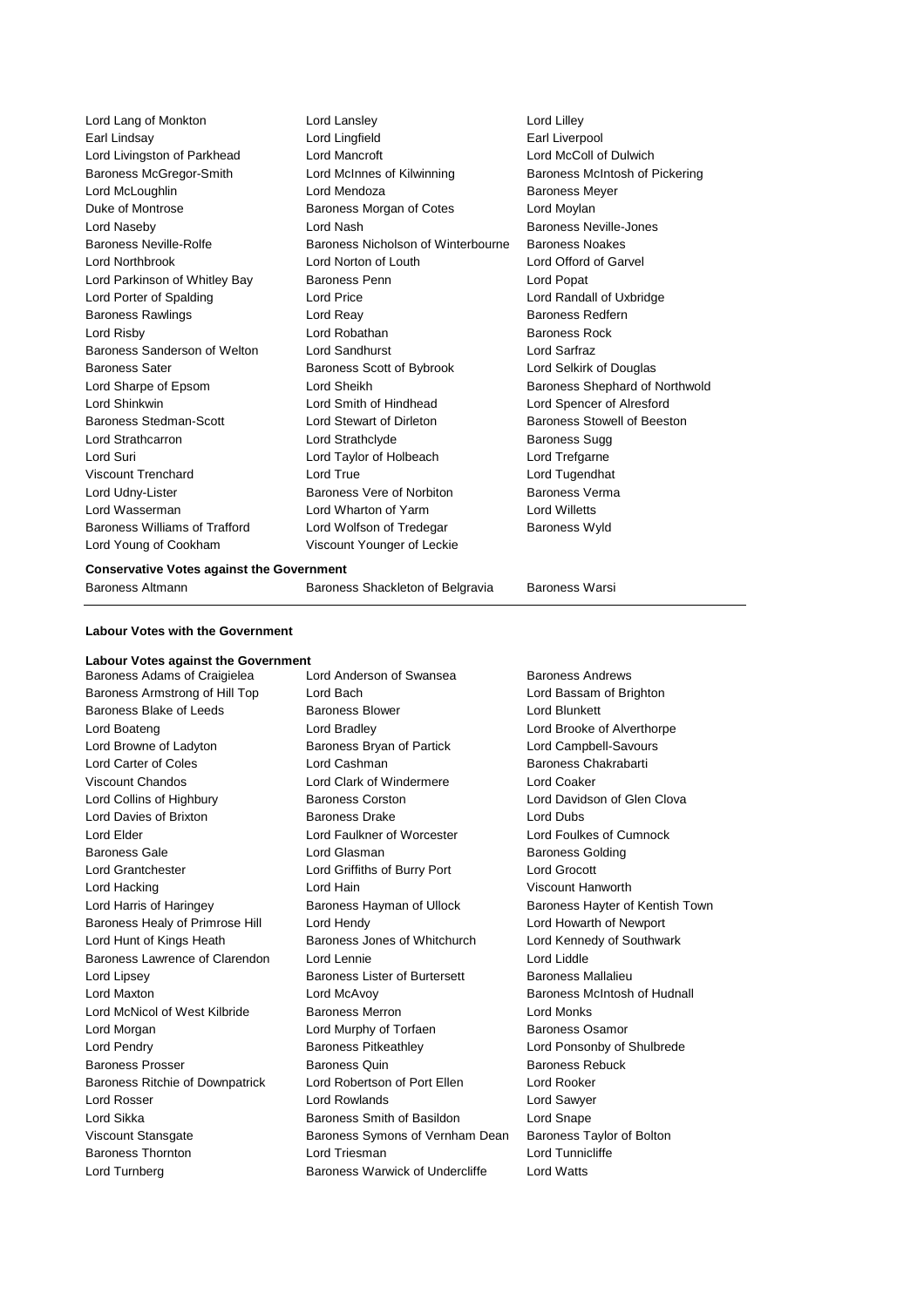Lord Lang of Monkton, Lord Lansley, Lord Lilley
Earl Lindsay, Lord Lingfield, Earl Liverpool
Lord Livingston of Parkhead, Lord Mancroft, Lord McColl of Dulwich
Baroness McGregor-Smith, Lord McInnes of Kilwinning, Baroness McIntosh of Pickering
Lord McLoughlin, Lord Mendoza, Baroness Meyer
Duke of Montrose, Baroness Morgan of Cotes, Lord Moylan
Lord Naseby, Lord Nash, Baroness Neville-Jones
Baroness Neville-Rolfe, Baroness Nicholson of Winterbourne, Baroness Noakes
Lord Northbrook, Lord Norton of Louth, Lord Offord of Garvel
Lord Parkinson of Whitley Bay, Baroness Penn, Lord Popat
Lord Porter of Spalding, Lord Price, Lord Randall of Uxbridge
Baroness Rawlings, Lord Reay, Baroness Redfern
Lord Risby, Lord Robathan, Baroness Rock
Baroness Sanderson of Welton, Lord Sandhurst, Lord Sarfraz
Baroness Sater, Baroness Scott of Bybrook, Lord Selkirk of Douglas
Lord Sharpe of Epsom, Lord Sheikh, Baroness Shephard of Northwold
Lord Shinkwin, Lord Smith of Hindhead, Lord Spencer of Alresford
Baroness Stedman-Scott, Lord Stewart of Dirleton, Baroness Stowell of Beeston
Lord Strathcarron, Lord Strathclyde, Baroness Sugg
Lord Suri, Lord Taylor of Holbeach, Lord Trefgarne
Viscount Trenchard, Lord True, Lord Tugendhat
Lord Udny-Lister, Baroness Vere of Norbiton, Baroness Verma
Lord Wasserman, Lord Wharton of Yarm, Lord Willetts
Baroness Williams of Trafford, Lord Wolfson of Tredegar, Baroness Wyld
Lord Young of Cookham, Viscount Younger of Leckie

**Conservative Votes against the Government**

Baroness Altmann, Baroness Shackleton of Belgravia, Baroness Warsi

---

**Labour Votes with the Government**

**Labour Votes against the Government**

Baroness Adams of Craigielea, Lord Anderson of Swansea, Baroness Andrews
Baroness Armstrong of Hill Top, Lord Bach, Lord Bassam of Brighton
Baroness Blake of Leeds, Baroness Blower, Lord Blunkett
Lord Boateng, Lord Bradley, Lord Brooke of Alverthorpe
Lord Browne of Ladyton, Baroness Bryan of Partick, Lord Campbell-Savours
Lord Carter of Coles, Lord Cashman, Baroness Chakrabarti
Viscount Chandos, Lord Clark of Windermere, Lord Coaker
Lord Collins of Highbury, Baroness Corston, Lord Davidson of Glen Clova
Lord Davies of Brixton, Baroness Drake, Lord Dubs
Lord Elder, Lord Faulkner of Worcester, Lord Foulkes of Cumnock
Baroness Gale, Lord Glasman, Baroness Golding
Lord Grantchester, Lord Griffiths of Burry Port, Lord Grocott
Lord Hacking, Lord Hain, Viscount Hanworth
Lord Harris of Haringey, Baroness Hayman of Ullock, Baroness Hayter of Kentish Town
Baroness Healy of Primrose Hill, Lord Hendy, Lord Howarth of Newport
Lord Hunt of Kings Heath, Baroness Jones of Whitchurch, Lord Kennedy of Southwark
Baroness Lawrence of Clarendon, Lord Lennie, Lord Liddle
Lord Lipsey, Baroness Lister of Burtersett, Baroness Mallalieu
Lord Maxton, Lord McAvoy, Baroness McIntosh of Hudnall
Lord McNicol of West Kilbride, Baroness Merron, Lord Monks
Lord Morgan, Lord Murphy of Torfaen, Baroness Osamor
Lord Pendry, Baroness Pitkeathley, Lord Ponsonby of Shulbrede
Baroness Prosser, Baroness Quin, Baroness Rebuck
Baroness Ritchie of Downpatrick, Lord Robertson of Port Ellen, Lord Rooker
Lord Rosser, Lord Rowlands, Lord Sawyer
Lord Sikka, Baroness Smith of Basildon, Lord Snape
Viscount Stansgate, Baroness Symons of Vernham Dean, Baroness Taylor of Bolton
Baroness Thornton, Lord Triesman, Lord Tunnicliffe
Lord Turnberg, Baroness Warwick of Undercliffe, Lord Watts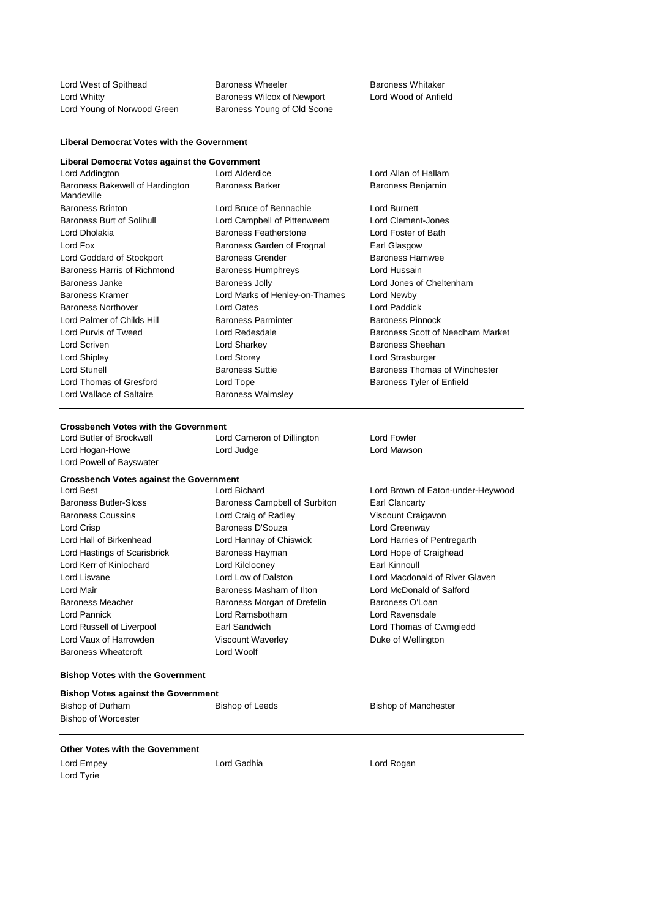Lord West of Spithead
Baroness Wheeler
Baroness Whitaker
Lord Whitty
Baroness Wilcox of Newport
Lord Wood of Anfield
Lord Young of Norwood Green
Baroness Young of Old Scone

**Liberal Democrat Votes with the Government**

**Liberal Democrat Votes against the Government**

Lord Addington
Lord Alderdice
Lord Allan of Hallam
Baroness Bakewell of Hardington Mandeville
Baroness Barker
Baroness Benjamin
Baroness Brinton
Lord Bruce of Bennachie
Lord Burnett
Baroness Burt of Solihull
Lord Campbell of Pittenweem
Lord Clement-Jones
Lord Dholakia
Baroness Featherstone
Lord Foster of Bath
Lord Fox
Baroness Garden of Frognal
Earl Glasgow
Lord Goddard of Stockport
Baroness Grender
Baroness Hamwee
Baroness Harris of Richmond
Baroness Humphreys
Lord Hussain
Baroness Janke
Baroness Jolly
Lord Jones of Cheltenham
Baroness Kramer
Lord Marks of Henley-on-Thames
Lord Newby
Baroness Northover
Lord Oates
Lord Paddick
Lord Palmer of Childs Hill
Baroness Parminter
Baroness Pinnock
Lord Purvis of Tweed
Lord Redesdale
Baroness Scott of Needham Market
Lord Scriven
Lord Sharkey
Baroness Sheehan
Lord Shipley
Lord Storey
Lord Strasburger
Lord Stunell
Baroness Suttie
Baroness Thomas of Winchester
Lord Thomas of Gresford
Lord Tope
Baroness Tyler of Enfield
Lord Wallace of Saltaire
Baroness Walmsley

**Crossbench Votes with the Government**

Lord Butler of Brockwell
Lord Cameron of Dillington
Lord Fowler
Lord Hogan-Howe
Lord Judge
Lord Mawson
Lord Powell of Bayswater

**Crossbench Votes against the Government**

Lord Best
Lord Bichard
Lord Brown of Eaton-under-Heywood
Baroness Butler-Sloss
Baroness Campbell of Surbiton
Earl Clancarty
Baroness Coussins
Lord Craig of Radley
Viscount Craigavon
Lord Crisp
Baroness D'Souza
Lord Greenway
Lord Hall of Birkenhead
Lord Hannay of Chiswick
Lord Harries of Pentregarth
Lord Hastings of Scarisbrick
Baroness Hayman
Lord Hope of Craighead
Lord Kerr of Kinlochard
Lord Kilclooney
Earl Kinnoull
Lord Lisvane
Lord Low of Dalston
Lord Macdonald of River Glaven
Lord Mair
Baroness Masham of Ilton
Lord McDonald of Salford
Baroness Meacher
Baroness Morgan of Drefelin
Baroness O'Loan
Lord Pannick
Lord Ramsbotham
Lord Ravensdale
Lord Russell of Liverpool
Earl Sandwich
Lord Thomas of Cwmgiedd
Lord Vaux of Harrowden
Viscount Waverley
Duke of Wellington
Baroness Wheatcroft
Lord Woolf

**Bishop Votes with the Government**

**Bishop Votes against the Government**

Bishop of Durham
Bishop of Leeds
Bishop of Manchester
Bishop of Worcester

**Other Votes with the Government**

Lord Empey
Lord Gadhia
Lord Rogan
Lord Tyrie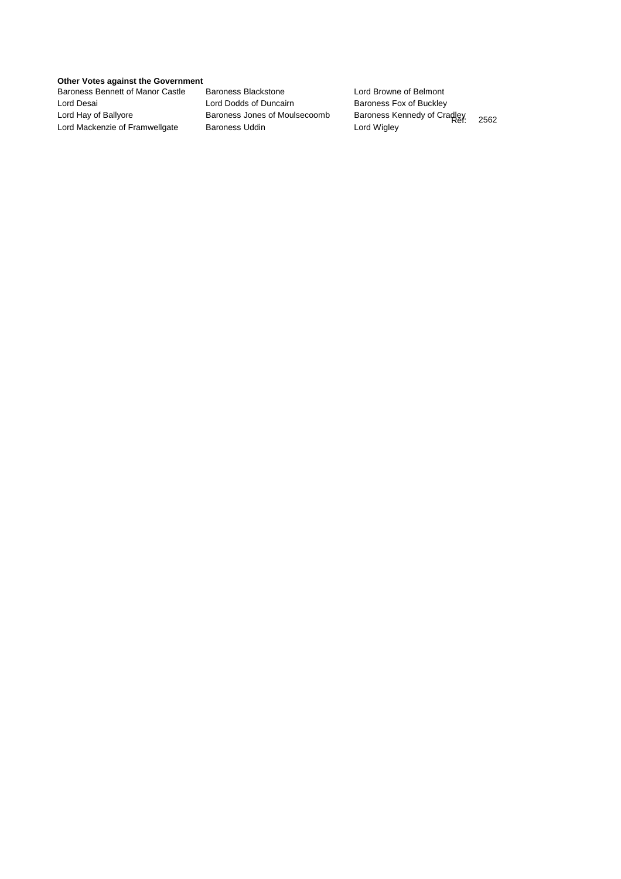**Other Votes against the Government**

| | | |
|---|---|---|
| Baroness Bennett of Manor Castle | Baroness Blackstone | Lord Browne of Belmont |
| Lord Desai | Lord Dodds of Duncairn | Baroness Fox of Buckley |
| Lord Hay of Ballyore | Baroness Jones of Moulsecoomb | Baroness Kennedy of Cradley |
| Lord Mackenzie of Framwellgate | Baroness Uddin | Lord Wigley |

Ref: 2562